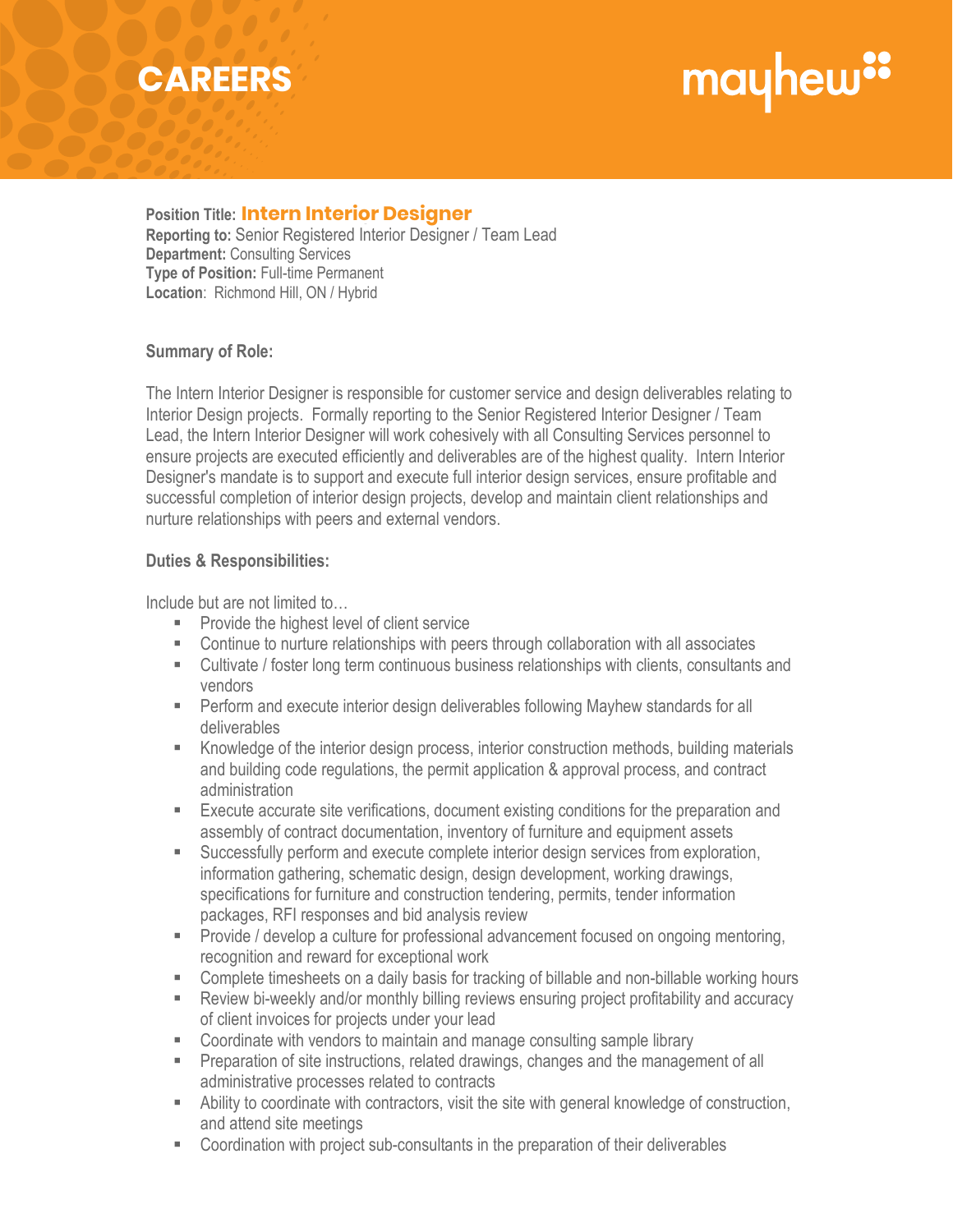# CAREERS

mayhew

**Position Title:** **Intern Interior Designer**
**Reporting to:** Senior Registered Interior Designer / Team Lead
**Department:** Consulting Services
**Type of Position:** Full-time Permanent
**Location**: Richmond Hill, ON / Hybrid

**Summary of Role:**

The Intern Interior Designer is responsible for customer service and design deliverables relating to Interior Design projects. Formally reporting to the Senior Registered Interior Designer / Team Lead, the Intern Interior Designer will work cohesively with all Consulting Services personnel to ensure projects are executed efficiently and deliverables are of the highest quality. Intern Interior Designer's mandate is to support and execute full interior design services, ensure profitable and successful completion of interior design projects, develop and maintain client relationships and nurture relationships with peers and external vendors.

**Duties & Responsibilities:**

Include but are not limited to…

- Provide the highest level of client service
- Continue to nurture relationships with peers through collaboration with all associates
- Cultivate / foster long term continuous business relationships with clients, consultants and vendors
- Perform and execute interior design deliverables following Mayhew standards for all deliverables
- Knowledge of the interior design process, interior construction methods, building materials and building code regulations, the permit application & approval process, and contract administration
- Execute accurate site verifications, document existing conditions for the preparation and assembly of contract documentation, inventory of furniture and equipment assets
- Successfully perform and execute complete interior design services from exploration, information gathering, schematic design, design development, working drawings, specifications for furniture and construction tendering, permits, tender information packages, RFI responses and bid analysis review
- Provide / develop a culture for professional advancement focused on ongoing mentoring, recognition and reward for exceptional work
- Complete timesheets on a daily basis for tracking of billable and non-billable working hours
- Review bi-weekly and/or monthly billing reviews ensuring project profitability and accuracy of client invoices for projects under your lead
- Coordinate with vendors to maintain and manage consulting sample library
- Preparation of site instructions, related drawings, changes and the management of all administrative processes related to contracts
- Ability to coordinate with contractors, visit the site with general knowledge of construction, and attend site meetings
- Coordination with project sub-consultants in the preparation of their deliverables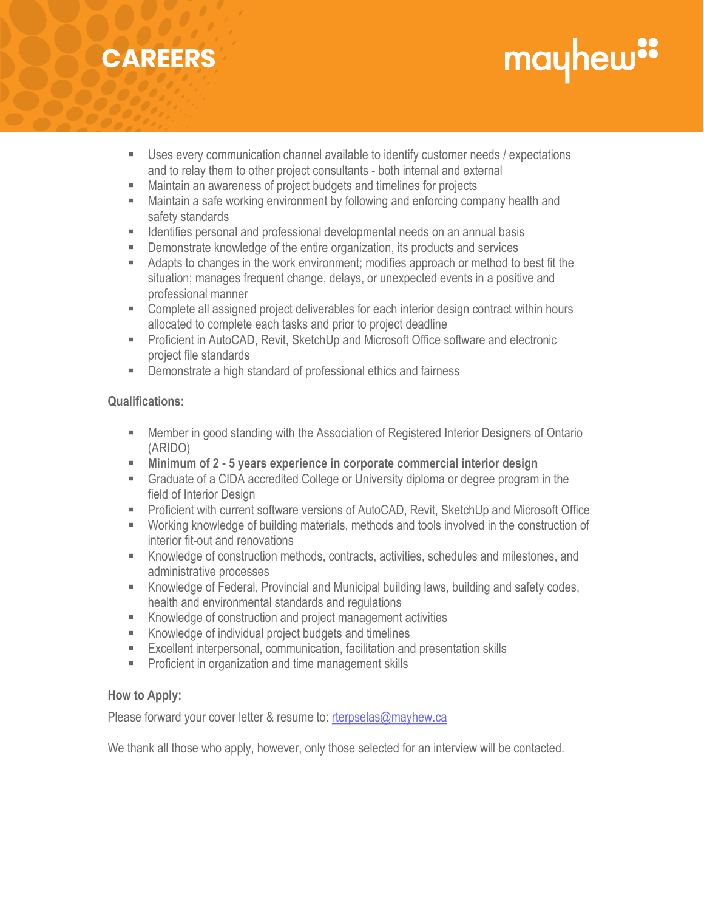- Uses every communication channel available to identify customer needs / expectations and to relay them to other project consultants - both internal and external
- Maintain an awareness of project budgets and timelines for projects
- Maintain a safe working environment by following and enforcing company health and safety standards
- Identifies personal and professional developmental needs on an annual basis
- Demonstrate knowledge of the entire organization, its products and services
- Adapts to changes in the work environment; modifies approach or method to best fit the situation; manages frequent change, delays, or unexpected events in a positive and professional manner
- Complete all assigned project deliverables for each interior design contract within hours allocated to complete each tasks and prior to project deadline
- Proficient in AutoCAD, Revit, SketchUp and Microsoft Office software and electronic project file standards
- Demonstrate a high standard of professional ethics and fairness

**Qualifications:**

- Member in good standing with the Association of Registered Interior Designers of Ontario (ARIDO)
- **Minimum of 2 - 5 years experience in corporate commercial interior design**
- Graduate of a CIDA accredited College or University diploma or degree program in the field of Interior Design
- Proficient with current software versions of AutoCAD, Revit, SketchUp and Microsoft Office
- Working knowledge of building materials, methods and tools involved in the construction of interior fit-out and renovations
- Knowledge of construction methods, contracts, activities, schedules and milestones, and administrative processes
- Knowledge of Federal, Provincial and Municipal building laws, building and safety codes, health and environmental standards and regulations
- Knowledge of construction and project management activities
- Knowledge of individual project budgets and timelines
- Excellent interpersonal, communication, facilitation and presentation skills
- Proficient in organization and time management skills

**How to Apply:**

Please forward your cover letter & resume to: rterpselas@mayhew.ca

We thank all those who apply, however, only those selected for an interview will be contacted.